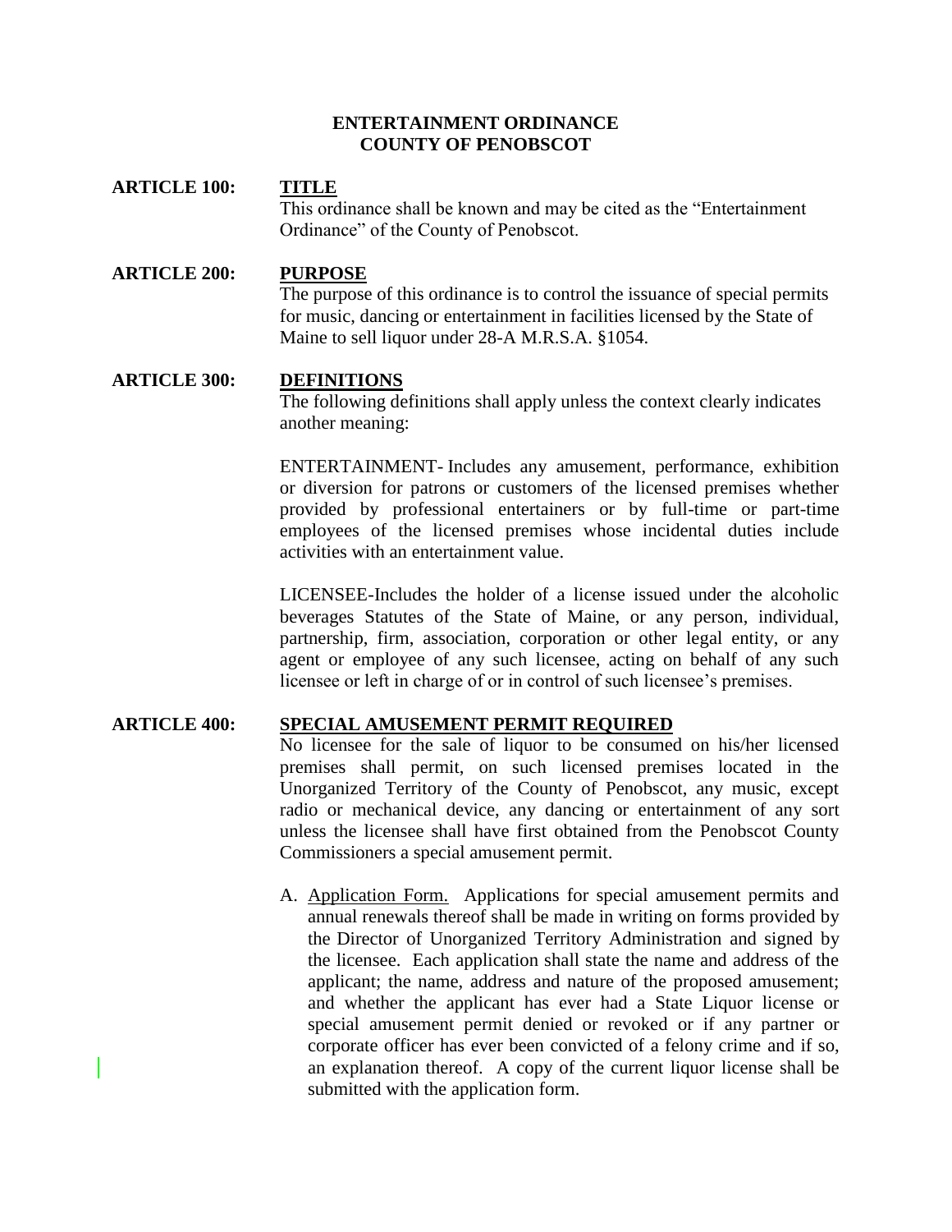# ENTERTAINMENT ORDINANCE
# COUNTY OF PENOBSCOT

## ARTICLE 100: TITLE

This ordinance shall be known and may be cited as the "Entertainment Ordinance" of the County of Penobscot.

## ARTICLE 200: PURPOSE

The purpose of this ordinance is to control the issuance of special permits for music, dancing or entertainment in facilities licensed by the State of Maine to sell liquor under 28-A M.R.S.A. §1054.

## ARTICLE 300: DEFINITIONS

The following definitions shall apply unless the context clearly indicates another meaning:

ENTERTAINMENT- Includes any amusement, performance, exhibition or diversion for patrons or customers of the licensed premises whether provided by professional entertainers or by full-time or part-time employees of the licensed premises whose incidental duties include activities with an entertainment value.

LICENSEE-Includes the holder of a license issued under the alcoholic beverages Statutes of the State of Maine, or any person, individual, partnership, firm, association, corporation or other legal entity, or any agent or employee of any such licensee, acting on behalf of any such licensee or left in charge of or in control of such licensee's premises.

## ARTICLE 400: SPECIAL AMUSEMENT PERMIT REQUIRED

No licensee for the sale of liquor to be consumed on his/her licensed premises shall permit, on such licensed premises located in the Unorganized Territory of the County of Penobscot, any music, except radio or mechanical device, any dancing or entertainment of any sort unless the licensee shall have first obtained from the Penobscot County Commissioners a special amusement permit.

A. Application Form. Applications for special amusement permits and annual renewals thereof shall be made in writing on forms provided by the Director of Unorganized Territory Administration and signed by the licensee. Each application shall state the name and address of the applicant; the name, address and nature of the proposed amusement; and whether the applicant has ever had a State Liquor license or special amusement permit denied or revoked or if any partner or corporate officer has ever been convicted of a felony crime and if so, an explanation thereof. A copy of the current liquor license shall be submitted with the application form.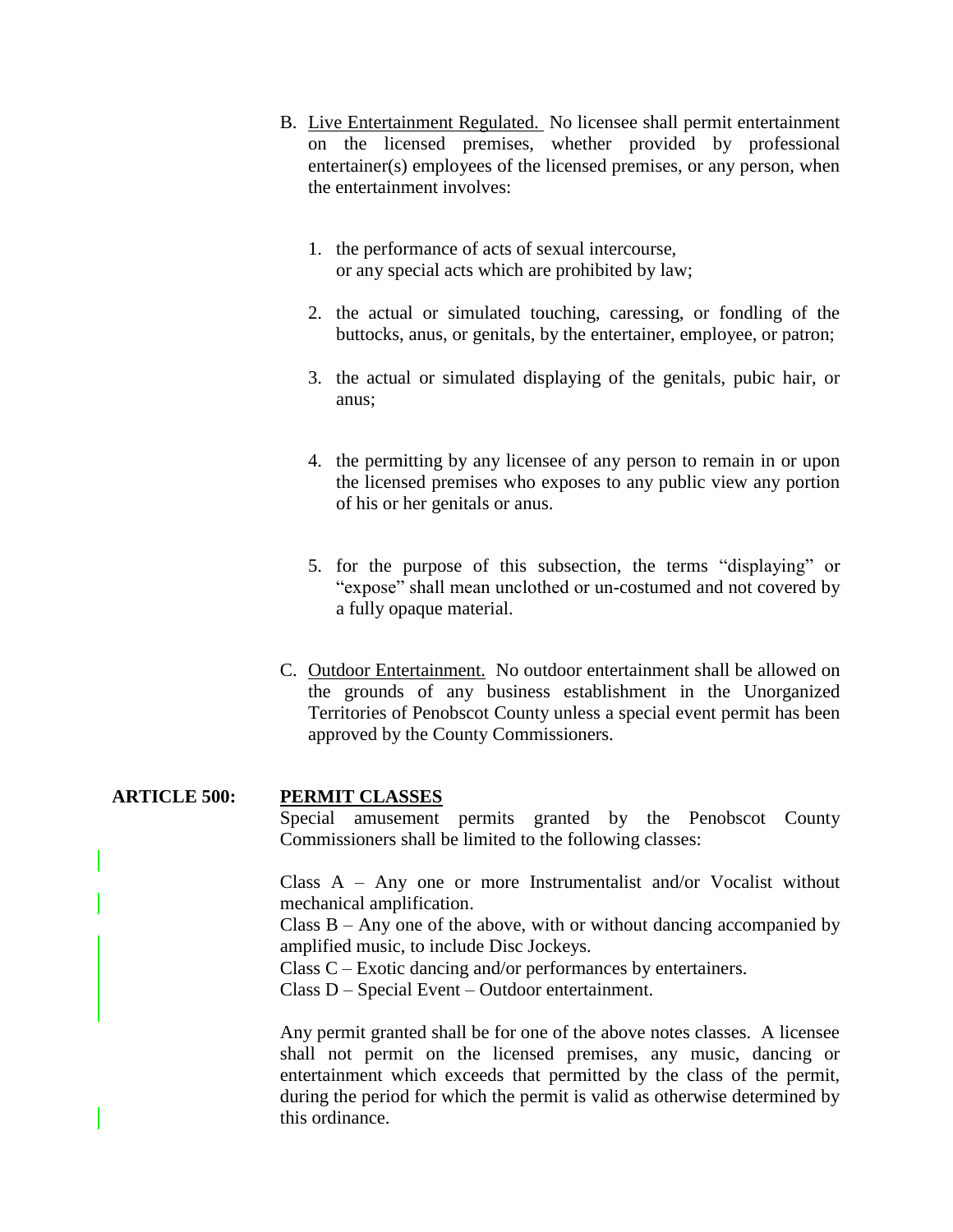B. Live Entertainment Regulated. No licensee shall permit entertainment on the licensed premises, whether provided by professional entertainer(s) employees of the licensed premises, or any person, when the entertainment involves:

1. the performance of acts of sexual intercourse, or any special acts which are prohibited by law;

2. the actual or simulated touching, caressing, or fondling of the buttocks, anus, or genitals, by the entertainer, employee, or patron;

3. the actual or simulated displaying of the genitals, pubic hair, or anus;

4. the permitting by any licensee of any person to remain in or upon the licensed premises who exposes to any public view any portion of his or her genitals or anus.

5. for the purpose of this subsection, the terms "displaying" or "expose" shall mean unclothed or un-costumed and not covered by a fully opaque material.

C. Outdoor Entertainment. No outdoor entertainment shall be allowed on the grounds of any business establishment in the Unorganized Territories of Penobscot County unless a special event permit has been approved by the County Commissioners.

## ARTICLE 500: PERMIT CLASSES

Special amusement permits granted by the Penobscot County Commissioners shall be limited to the following classes:

Class A – Any one or more Instrumentalist and/or Vocalist without mechanical amplification.
Class B – Any one of the above, with or without dancing accompanied by amplified music, to include Disc Jockeys.
Class C – Exotic dancing and/or performances by entertainers.
Class D – Special Event – Outdoor entertainment.

Any permit granted shall be for one of the above notes classes. A licensee shall not permit on the licensed premises, any music, dancing or entertainment which exceeds that permitted by the class of the permit, during the period for which the permit is valid as otherwise determined by this ordinance.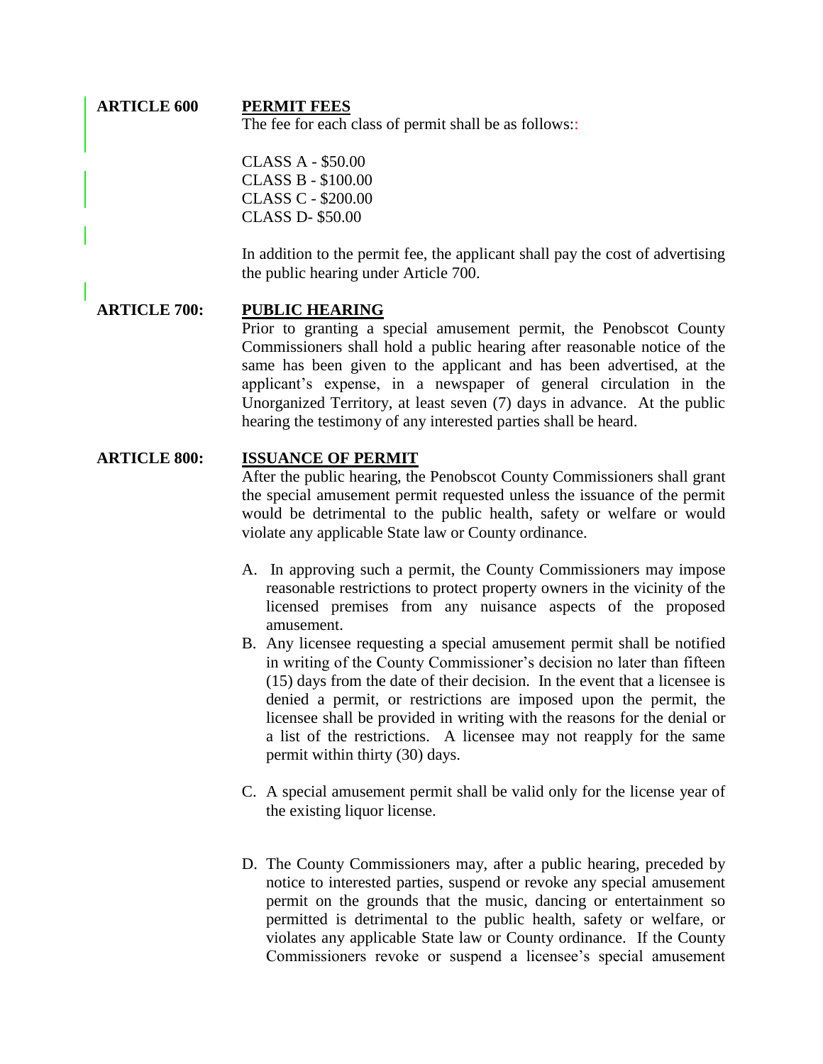## ARTICLE 600 PERMIT FEES

The fee for each class of permit shall be as follows::

CLASS A - $50.00
CLASS B - $100.00
CLASS C - $200.00
CLASS D- $50.00

In addition to the permit fee, the applicant shall pay the cost of advertising the public hearing under Article 700.

## ARTICLE 700: PUBLIC HEARING

Prior to granting a special amusement permit, the Penobscot County Commissioners shall hold a public hearing after reasonable notice of the same has been given to the applicant and has been advertised, at the applicant's expense, in a newspaper of general circulation in the Unorganized Territory, at least seven (7) days in advance. At the public hearing the testimony of any interested parties shall be heard.

## ARTICLE 800: ISSUANCE OF PERMIT

After the public hearing, the Penobscot County Commissioners shall grant the special amusement permit requested unless the issuance of the permit would be detrimental to the public health, safety or welfare or would violate any applicable State law or County ordinance.

A. In approving such a permit, the County Commissioners may impose reasonable restrictions to protect property owners in the vicinity of the licensed premises from any nuisance aspects of the proposed amusement.

B. Any licensee requesting a special amusement permit shall be notified in writing of the County Commissioner's decision no later than fifteen (15) days from the date of their decision. In the event that a licensee is denied a permit, or restrictions are imposed upon the permit, the licensee shall be provided in writing with the reasons for the denial or a list of the restrictions. A licensee may not reapply for the same permit within thirty (30) days.

C. A special amusement permit shall be valid only for the license year of the existing liquor license.

D. The County Commissioners may, after a public hearing, preceded by notice to interested parties, suspend or revoke any special amusement permit on the grounds that the music, dancing or entertainment so permitted is detrimental to the public health, safety or welfare, or violates any applicable State law or County ordinance. If the County Commissioners revoke or suspend a licensee's special amusement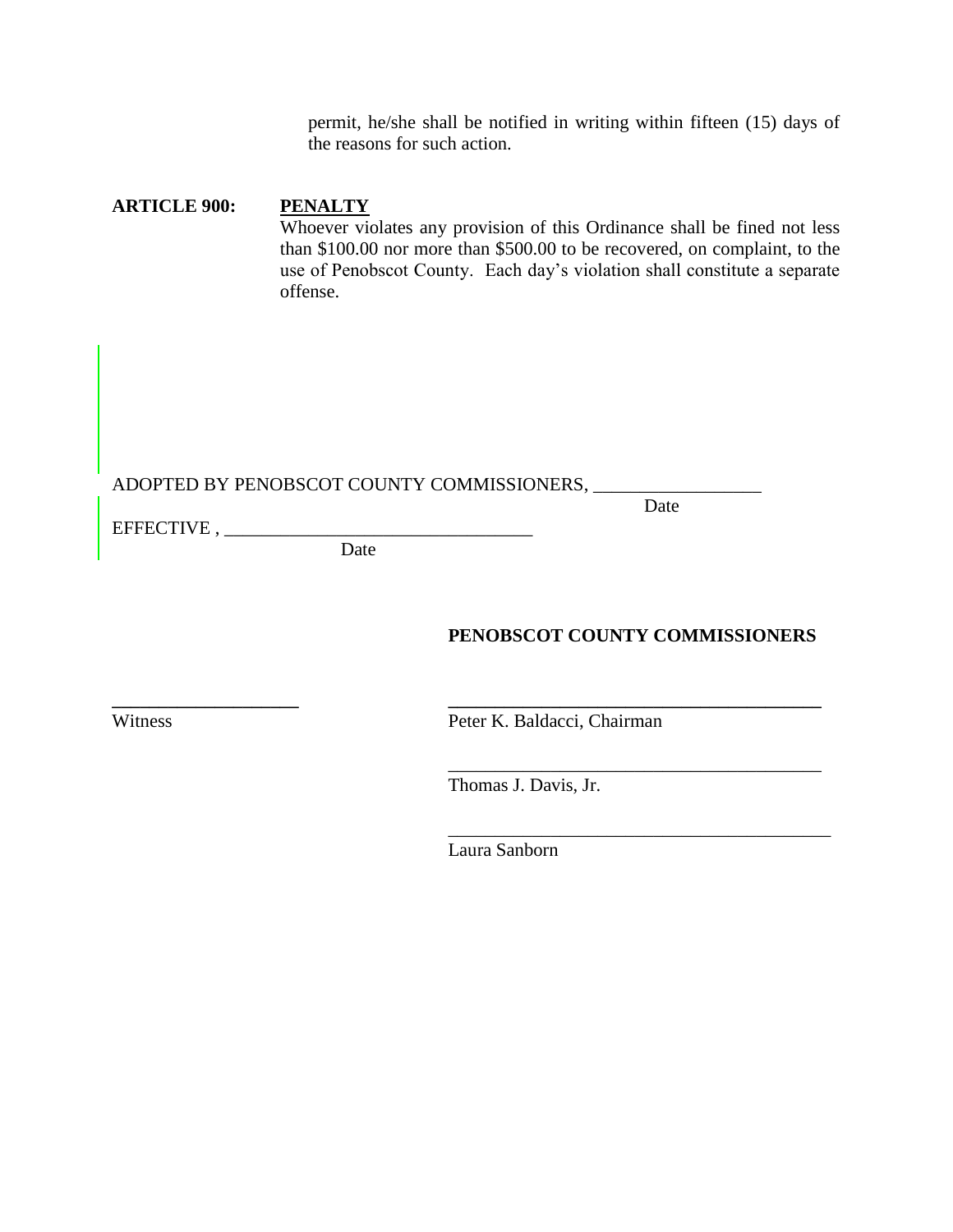permit, he/she shall be notified in writing within fifteen (15) days of the reasons for such action.

**ARTICLE 900:** **PENALTY**

Whoever violates any provision of this Ordinance shall be fined not less than $100.00 nor more than $500.00 to be recovered, on complaint, to the use of Penobscot County. Each day's violation shall constitute a separate offense.

ADOPTED BY PENOBSCOT COUNTY COMMISSIONERS, __________________
Date

EFFECTIVE , __________________________________
Date

**PENOBSCOT COUNTY COMMISSIONERS**

____________________ ________________________________________
Witness Peter K. Baldacci, Chairman

________________________________________
Thomas J. Davis, Jr.

________________________________________
Laura Sanborn